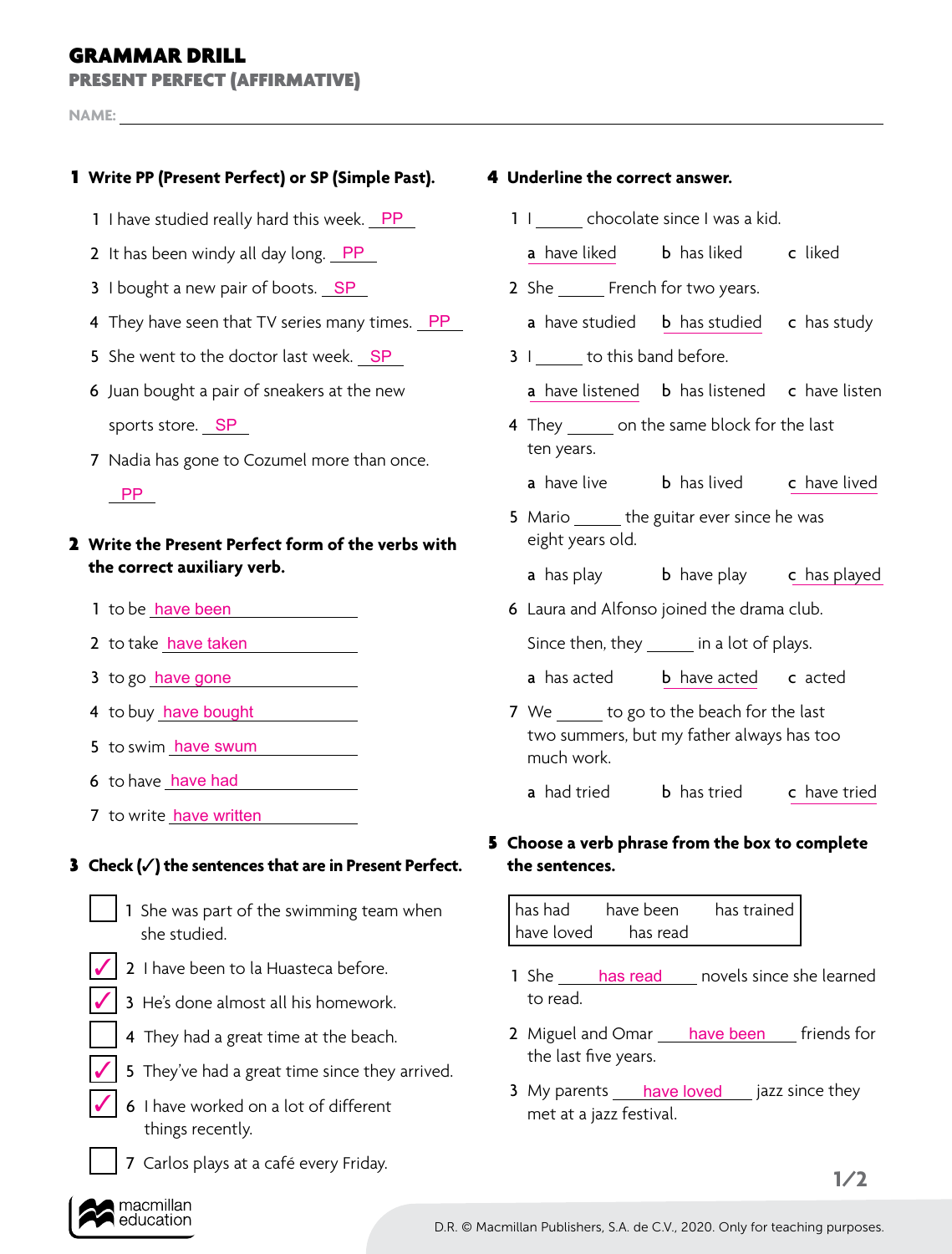# GRAMMAR DRILL
## PRESENT PERFECT (AFFIRMATIVE)

NAME: ______________________________

### 1 Write PP (Present Perfect) or SP (Simple Past).

1 I have studied really hard this week. PP
2 It has been windy all day long. PP
3 I bought a new pair of boots. SP
4 They have seen that TV series many times. PP
5 She went to the doctor last week. SP
6 Juan bought a pair of sneakers at the new sports store. SP
7 Nadia has gone to Cozumel more than once. PP

### 2 Write the Present Perfect form of the verbs with the correct auxiliary verb.

1 to be have been
2 to take have taken
3 to go have gone
4 to buy have bought
5 to swim have swum
6 to have have had
7 to write have written

### 3 Check (✓) the sentences that are in Present Perfect.

- [ ] 1 She was part of the swimming team when she studied.
- [x] 2 I have been to la Huasteca before.
- [x] 3 He's done almost all his homework.
- [ ] 4 They had a great time at the beach.
- [x] 5 They've had a great time since they arrived.
- [x] 6 I have worked on a lot of different things recently.
- [ ] 7 Carlos plays at a café every Friday.

### 4 Underline the correct answer.

1 I _____ chocolate since I was a kid.
a <u>have liked</u> b has liked c liked

2 She _____ French for two years.
a have studied b <u>has studied</u> c has study

3 I _____ to this band before.
a <u>have listened</u> b has listened c have listen

4 They _____ on the same block for the last ten years.
a have live b has lived c <u>have lived</u>

5 Mario _____ the guitar ever since he was eight years old.
a has play b have play c <u>has played</u>

6 Laura and Alfonso joined the drama club. Since then, they _____ in a lot of plays.
a has acted b <u>have acted</u> c acted

7 We _____ to go to the beach for the last two summers, but my father always has too much work.
a had tried b has tried c <u>have tried</u>

### 5 Choose a verb phrase from the box to complete the sentences.

| has had | have been | has trained |
|---|---|---|
| have loved | has read | |

1 She has read novels since she learned to read.
2 Miguel and Omar have been friends for the last five years.
3 My parents have loved jazz since they met at a jazz festival.

D.R. © Macmillan Publishers, S.A. de C.V., 2020. Only for teaching purposes.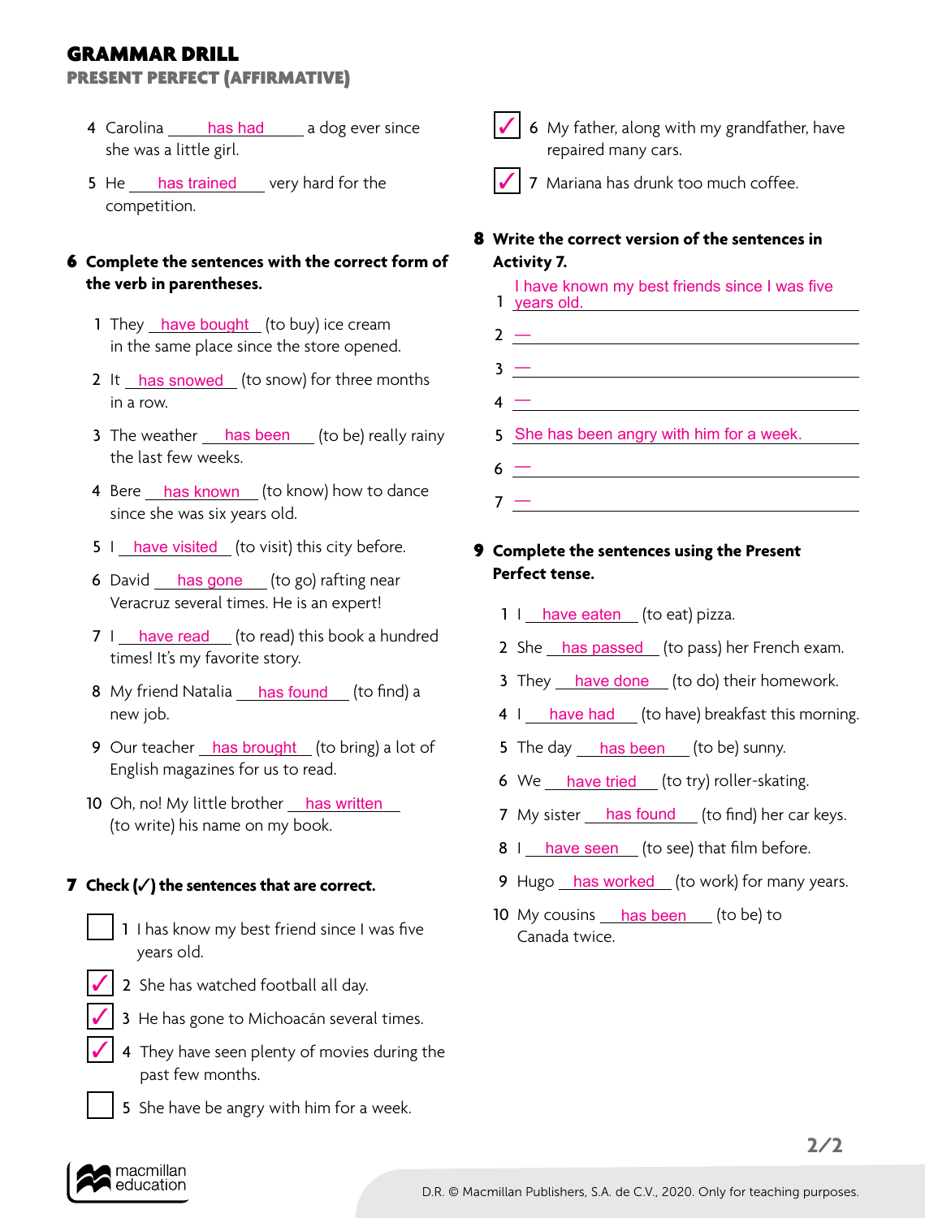# GRAMMAR DRILL

## PRESENT PERFECT (AFFIRMATIVE)

4 Carolina ___has had___ a dog ever since she was a little girl.

5 He ___has trained___ very hard for the competition.

**6 Complete the sentences with the correct form of the verb in parentheses.**

1 They ___have bought___ (to buy) ice cream in the same place since the store opened.

2 It ___has snowed___ (to snow) for three months in a row.

3 The weather ___has been___ (to be) really rainy the last few weeks.

4 Bere ___has known___ (to know) how to dance since she was six years old.

5 I ___have visited___ (to visit) this city before.

6 David ___has gone___ (to go) rafting near Veracruz several times. He is an expert!

7 I ___have read___ (to read) this book a hundred times! It's my favorite story.

8 My friend Natalia ___has found___ (to find) a new job.

9 Our teacher ___has brought___ (to bring) a lot of English magazines for us to read.

10 Oh, no! My little brother ___has written___ (to write) his name on my book.

**7 Check (✓) the sentences that are correct.**

☐ 1 I has know my best friend since I was five years old.

☑ 2 She has watched football all day.

☑ 3 He has gone to Michoacán several times.

☑ 4 They have seen plenty of movies during the past few months.

☐ 5 She have be angry with him for a week.

☑ 6 My father, along with my grandfather, have repaired many cars.

☑ 7 Mariana has drunk too much coffee.

**8 Write the correct version of the sentences in Activity 7.**

1 I have known my best friends since I was five years old.

2 —

3 —

4 —

5 She has been angry with him for a week.

6 —

7 —

**9 Complete the sentences using the Present Perfect tense.**

1 I ___have eaten___ (to eat) pizza.

2 She ___has passed___ (to pass) her French exam.

3 They ___have done___ (to do) their homework.

4 I ___have had___ (to have) breakfast this morning.

5 The day ___has been___ (to be) sunny.

6 We ___have tried___ (to try) roller-skating.

7 My sister ___has found___ (to find) her car keys.

8 I ___have seen___ (to see) that film before.

9 Hugo ___has worked___ (to work) for many years.

10 My cousins ___has been___ (to be) to Canada twice.

D.R. © Macmillan Publishers, S.A. de C.V., 2020. Only for teaching purposes.